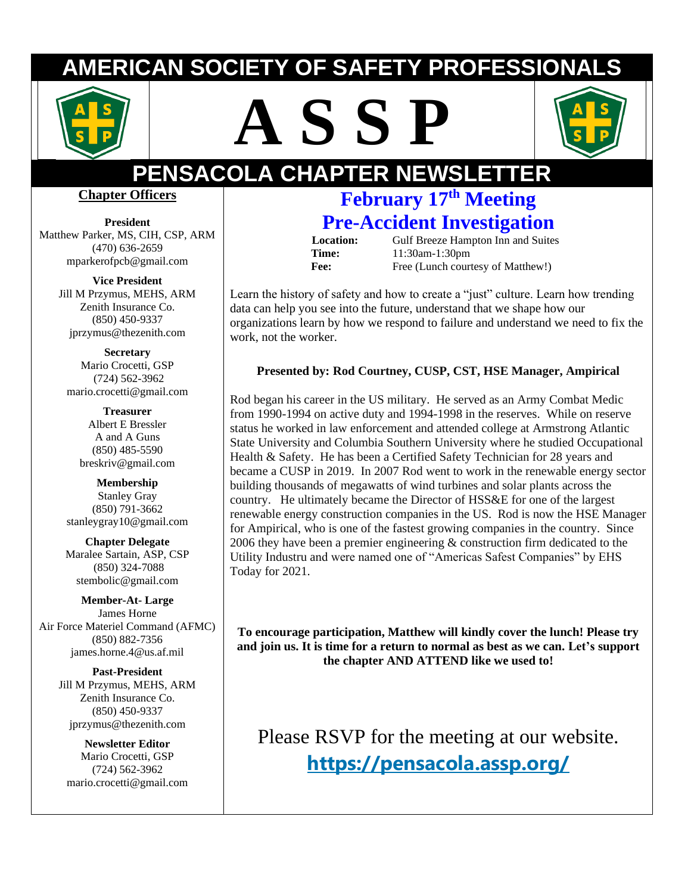# AMERICAN SOCIETY OF SAFETY PROFESSIONALS

# A S S P

# PENSACOLA CHAPTER NEWSLETTER

## Chapter Officers

**President**
Matthew Parker, MS, CIH, CSP, ARM
(470) 636-2659
mparkerofpcb@gmail.com

**Vice President**
Jill M Przymus, MEHS, ARM
Zenith Insurance Co.
(850) 450-9337
jprzymus@thezenith.com

**Secretary**
Mario Crocetti, GSP
(724) 562-3962
mario.crocetti@gmail.com

**Treasurer**
Albert E Bressler
A and A Guns
(850) 485-5590
breskriv@gmail.com

**Membership**
Stanley Gray
(850) 791-3662
stanleygray10@gmail.com

**Chapter Delegate**
Maralee Sartain, ASP, CSP
(850) 324-7088
stembolic@gmail.com

**Member-At- Large**
James Horne
Air Force Materiel Command (AFMC)
(850) 882-7356
james.horne.4@us.af.mil

**Past-President**
Jill M Przymus, MEHS, ARM
Zenith Insurance Co.
(850) 450-9337
jprzymus@thezenith.com

**Newsletter Editor**
Mario Crocetti, GSP
(724) 562-3962
mario.crocetti@gmail.com

## February 17th Meeting
## Pre-Accident Investigation

| | |
|---|---|
| **Location:** | Gulf Breeze Hampton Inn and Suites |
| **Time:** | 11:30am-1:30pm |
| **Fee:** | Free (Lunch courtesy of Matthew!) |

Learn the history of safety and how to create a "just" culture. Learn how trending data can help you see into the future, understand that we shape how our organizations learn by how we respond to failure and understand we need to fix the work, not the worker.

**Presented by: Rod Courtney, CUSP, CST, HSE Manager, Ampirical**

Rod began his career in the US military. He served as an Army Combat Medic from 1990-1994 on active duty and 1994-1998 in the reserves. While on reserve status he worked in law enforcement and attended college at Armstrong Atlantic State University and Columbia Southern University where he studied Occupational Health & Safety. He has been a Certified Safety Technician for 28 years and became a CUSP in 2019. In 2007 Rod went to work in the renewable energy sector building thousands of megawatts of wind turbines and solar plants across the country. He ultimately became the Director of HSS&E for one of the largest renewable energy construction companies in the US. Rod is now the HSE Manager for Ampirical, who is one of the fastest growing companies in the country. Since 2006 they have been a premier engineering & construction firm dedicated to the Utility Industru and were named one of "Americas Safest Companies" by EHS Today for 2021.

**To encourage participation, Matthew will kindly cover the lunch! Please try and join us. It is time for a return to normal as best as we can. Let's support the chapter AND ATTEND like we used to!**

Please RSVP for the meeting at our website.

**https://pensacola.assp.org/**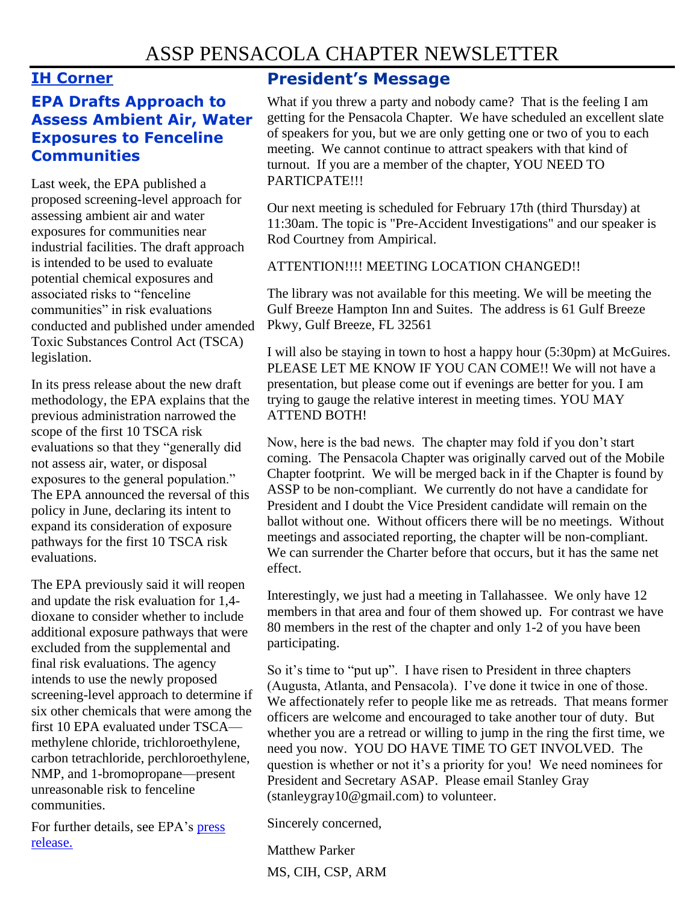# ASSP PENSACOLA CHAPTER NEWSLETTER

## IH Corner

### EPA Drafts Approach to Assess Ambient Air, Water Exposures to Fenceline Communities

Last week, the EPA published a proposed screening-level approach for assessing ambient air and water exposures for communities near industrial facilities. The draft approach is intended to be used to evaluate potential chemical exposures and associated risks to "fenceline communities" in risk evaluations conducted and published under amended Toxic Substances Control Act (TSCA) legislation.

In its press release about the new draft methodology, the EPA explains that the previous administration narrowed the scope of the first 10 TSCA risk evaluations so that they "generally did not assess air, water, or disposal exposures to the general population." The EPA announced the reversal of this policy in June, declaring its intent to expand its consideration of exposure pathways for the first 10 TSCA risk evaluations.

The EPA previously said it will reopen and update the risk evaluation for 1,4-dioxane to consider whether to include additional exposure pathways that were excluded from the supplemental and final risk evaluations. The agency intends to use the newly proposed screening-level approach to determine if six other chemicals that were among the first 10 EPA evaluated under TSCA—methylene chloride, trichloroethylene, carbon tetrachloride, perchloroethylene, NMP, and 1-bromopropane—present unreasonable risk to fenceline communities.

For further details, see EPA's [press release.]

## President's Message

What if you threw a party and nobody came? That is the feeling I am getting for the Pensacola Chapter. We have scheduled an excellent slate of speakers for you, but we are only getting one or two of you to each meeting. We cannot continue to attract speakers with that kind of turnout. If you are a member of the chapter, YOU NEED TO PARTICPATE!!!

Our next meeting is scheduled for February 17th (third Thursday) at 11:30am. The topic is "Pre-Accident Investigations" and our speaker is Rod Courtney from Ampirical.

ATTENTION!!!! MEETING LOCATION CHANGED!!

The library was not available for this meeting. We will be meeting the Gulf Breeze Hampton Inn and Suites. The address is 61 Gulf Breeze Pkwy, Gulf Breeze, FL 32561

I will also be staying in town to host a happy hour (5:30pm) at McGuires. PLEASE LET ME KNOW IF YOU CAN COME!! We will not have a presentation, but please come out if evenings are better for you. I am trying to gauge the relative interest in meeting times. YOU MAY ATTEND BOTH!

Now, here is the bad news. The chapter may fold if you don't start coming. The Pensacola Chapter was originally carved out of the Mobile Chapter footprint. We will be merged back in if the Chapter is found by ASSP to be non-compliant. We currently do not have a candidate for President and I doubt the Vice President candidate will remain on the ballot without one. Without officers there will be no meetings. Without meetings and associated reporting, the chapter will be non-compliant. We can surrender the Charter before that occurs, but it has the same net effect.

Interestingly, we just had a meeting in Tallahassee. We only have 12 members in that area and four of them showed up. For contrast we have 80 members in the rest of the chapter and only 1-2 of you have been participating.

So it's time to "put up". I have risen to President in three chapters (Augusta, Atlanta, and Pensacola). I've done it twice in one of those. We affectionately refer to people like me as retreads. That means former officers are welcome and encouraged to take another tour of duty. But whether you are a retread or willing to jump in the ring the first time, we need you now. YOU DO HAVE TIME TO GET INVOLVED. The question is whether or not it's a priority for you! We need nominees for President and Secretary ASAP. Please email Stanley Gray (stanleygray10@gmail.com) to volunteer.

Sincerely concerned,

Matthew Parker

MS, CIH, CSP, ARM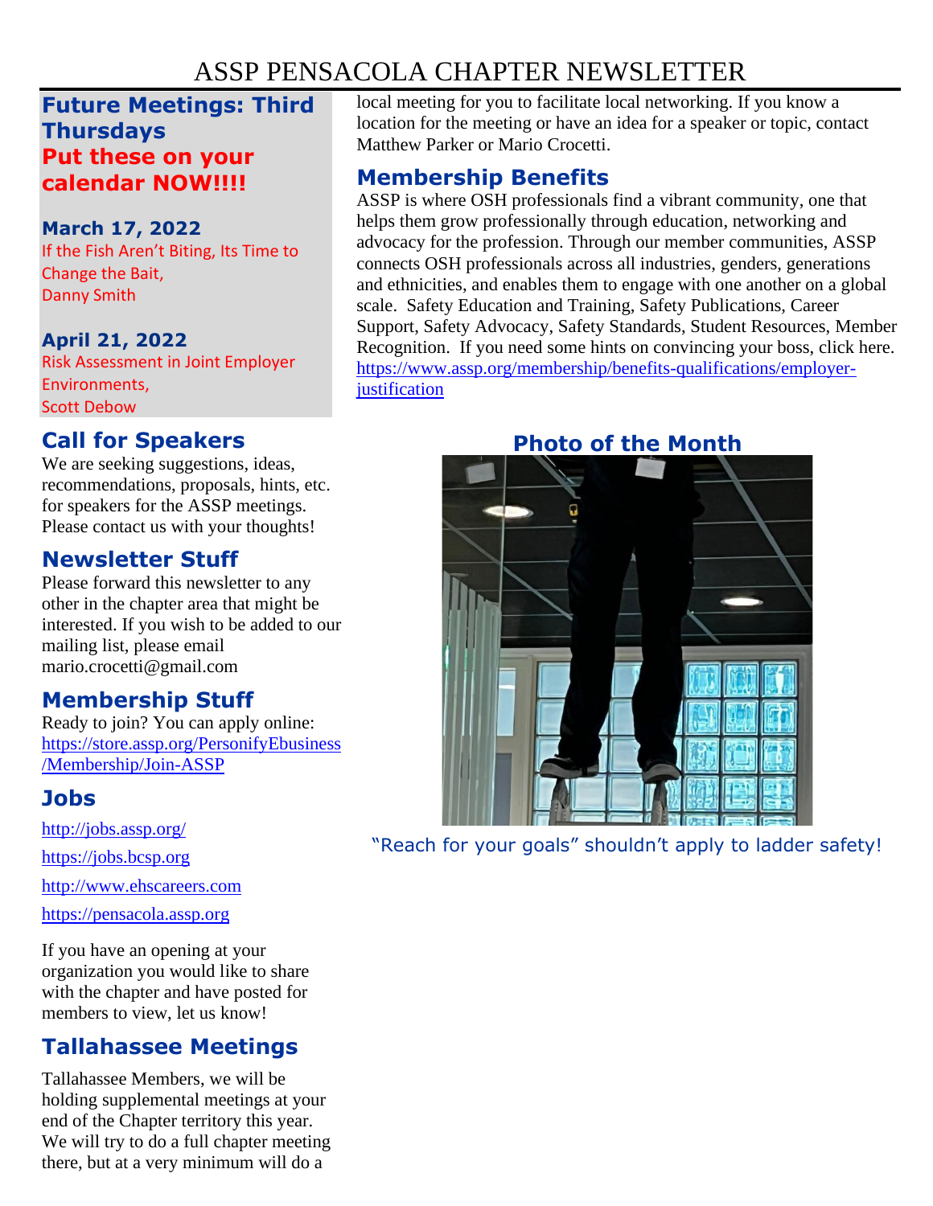# ASSP PENSACOLA CHAPTER NEWSLETTER

## Future Meetings: Third Thursdays

**Put these on your calendar NOW!!!!**

**March 17, 2022**
If the Fish Aren't Biting, Its Time to Change the Bait,
Danny Smith

**April 21, 2022**
Risk Assessment in Joint Employer Environments,
Scott Debow

## Call for Speakers

We are seeking suggestions, ideas, recommendations, proposals, hints, etc. for speakers for the ASSP meetings. Please contact us with your thoughts!

## Newsletter Stuff

Please forward this newsletter to any other in the chapter area that might be interested. If you wish to be added to our mailing list, please email mario.crocetti@gmail.com

## Membership Stuff

Ready to join? You can apply online: https://store.assp.org/PersonifyEbusiness/Membership/Join-ASSP

## Jobs

http://jobs.assp.org/

https://jobs.bcsp.org

http://www.ehscareers.com

https://pensacola.assp.org

If you have an opening at your organization you would like to share with the chapter and have posted for members to view, let us know!

## Tallahassee Meetings

Tallahassee Members, we will be holding supplemental meetings at your end of the Chapter territory this year. We will try to do a full chapter meeting there, but at a very minimum will do a local meeting for you to facilitate local networking. If you know a location for the meeting or have an idea for a speaker or topic, contact Matthew Parker or Mario Crocetti.

## Membership Benefits

ASSP is where OSH professionals find a vibrant community, one that helps them grow professionally through education, networking and advocacy for the profession. Through our member communities, ASSP connects OSH professionals across all industries, genders, generations and ethnicities, and enables them to engage with one another on a global scale. Safety Education and Training, Safety Publications, Career Support, Safety Advocacy, Safety Standards, Student Resources, Member Recognition. If you need some hints on convincing your boss, click here. https://www.assp.org/membership/benefits-qualifications/employer-justification

## Photo of the Month

"Reach for your goals" shouldn't apply to ladder safety!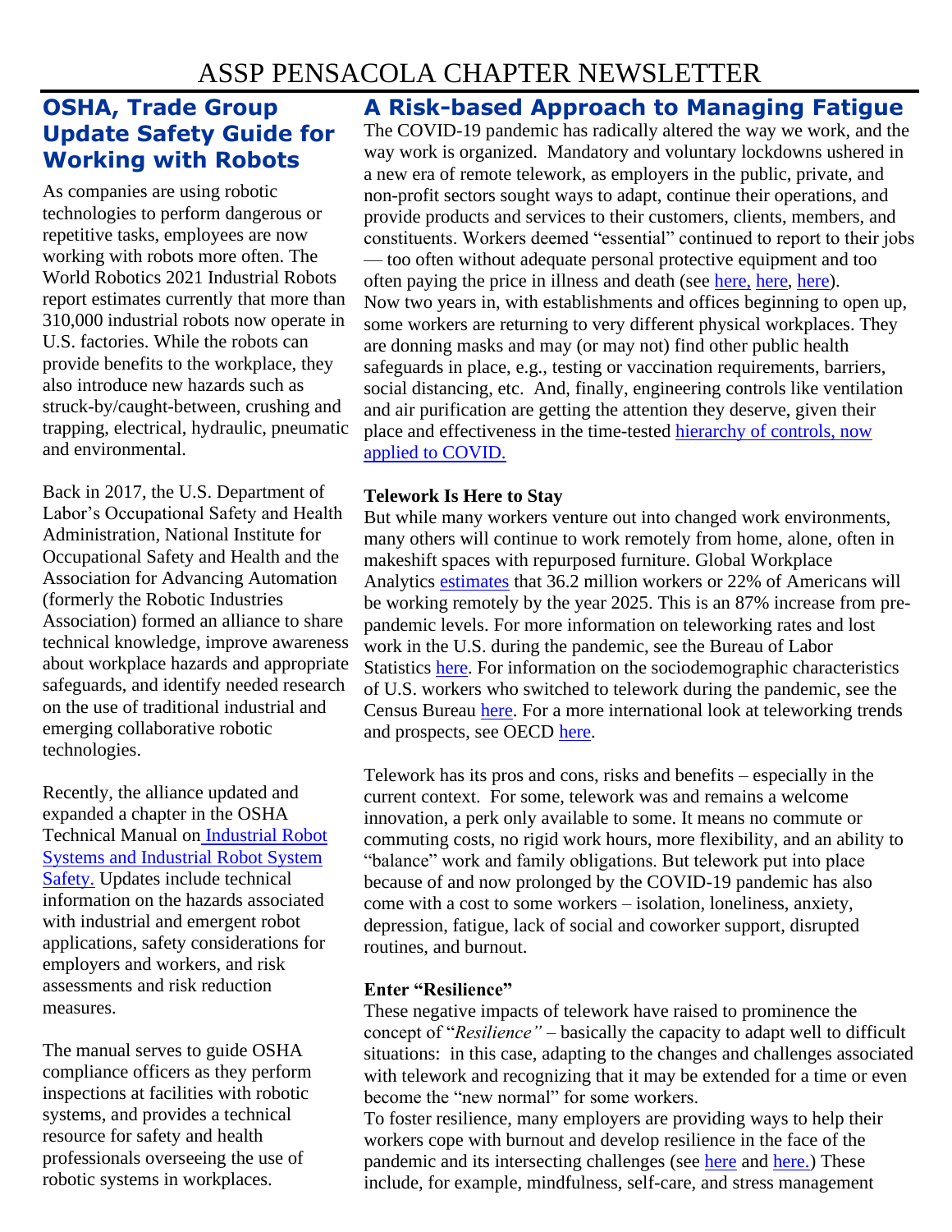## OSHA, Trade Group Update Safety Guide for Working with Robots

As companies are using robotic technologies to perform dangerous or repetitive tasks, employees are now working with robots more often. The World Robotics 2021 Industrial Robots report estimates currently that more than 310,000 industrial robots now operate in U.S. factories. While the robots can provide benefits to the workplace, they also introduce new hazards such as struck-by/caught-between, crushing and trapping, electrical, hydraulic, pneumatic and environmental.

Back in 2017, the U.S. Department of Labor's Occupational Safety and Health Administration, National Institute for Occupational Safety and Health and the Association for Advancing Automation (formerly the Robotic Industries Association) formed an alliance to share technical knowledge, improve awareness about workplace hazards and appropriate safeguards, and identify needed research on the use of traditional industrial and emerging collaborative robotic technologies.

Recently, the alliance updated and expanded a chapter in the OSHA Technical Manual on Industrial Robot Systems and Industrial Robot System Safety. Updates include technical information on the hazards associated with industrial and emergent robot applications, safety considerations for employers and workers, and risk assessments and risk reduction measures.

The manual serves to guide OSHA compliance officers as they perform inspections at facilities with robotic systems, and provides a technical resource for safety and health professionals overseeing the use of robotic systems in workplaces.

## A Risk-based Approach to Managing Fatigue

The COVID-19 pandemic has radically altered the way we work, and the way work is organized. Mandatory and voluntary lockdowns ushered in a new era of remote telework, as employers in the public, private, and non-profit sectors sought ways to adapt, continue their operations, and provide products and services to their customers, clients, members, and constituents. Workers deemed "essential" continued to report to their jobs — too often without adequate personal protective equipment and too often paying the price in illness and death (see here, here, here). Now two years in, with establishments and offices beginning to open up, some workers are returning to very different physical workplaces. They are donning masks and may (or may not) find other public health safeguards in place, e.g., testing or vaccination requirements, barriers, social distancing, etc. And, finally, engineering controls like ventilation and air purification are getting the attention they deserve, given their place and effectiveness in the time-tested hierarchy of controls, now applied to COVID.

**Telework Is Here to Stay**

But while many workers venture out into changed work environments, many others will continue to work remotely from home, alone, often in makeshift spaces with repurposed furniture. Global Workplace Analytics estimates that 36.2 million workers or 22% of Americans will be working remotely by the year 2025. This is an 87% increase from pre-pandemic levels. For more information on teleworking rates and lost work in the U.S. during the pandemic, see the Bureau of Labor Statistics here. For information on the sociodemographic characteristics of U.S. workers who switched to telework during the pandemic, see the Census Bureau here. For a more international look at teleworking trends and prospects, see OECD here.

Telework has its pros and cons, risks and benefits – especially in the current context. For some, telework was and remains a welcome innovation, a perk only available to some. It means no commute or commuting costs, no rigid work hours, more flexibility, and an ability to "balance" work and family obligations. But telework put into place because of and now prolonged by the COVID-19 pandemic has also come with a cost to some workers – isolation, loneliness, anxiety, depression, fatigue, lack of social and coworker support, disrupted routines, and burnout.

**Enter "Resilience"**

These negative impacts of telework have raised to prominence the concept of "*Resilience"* – basically the capacity to adapt well to difficult situations: in this case, adapting to the changes and challenges associated with telework and recognizing that it may be extended for a time or even become the "new normal" for some workers.

To foster resilience, many employers are providing ways to help their workers cope with burnout and develop resilience in the face of the pandemic and its intersecting challenges (see here and here.) These include, for example, mindfulness, self-care, and stress management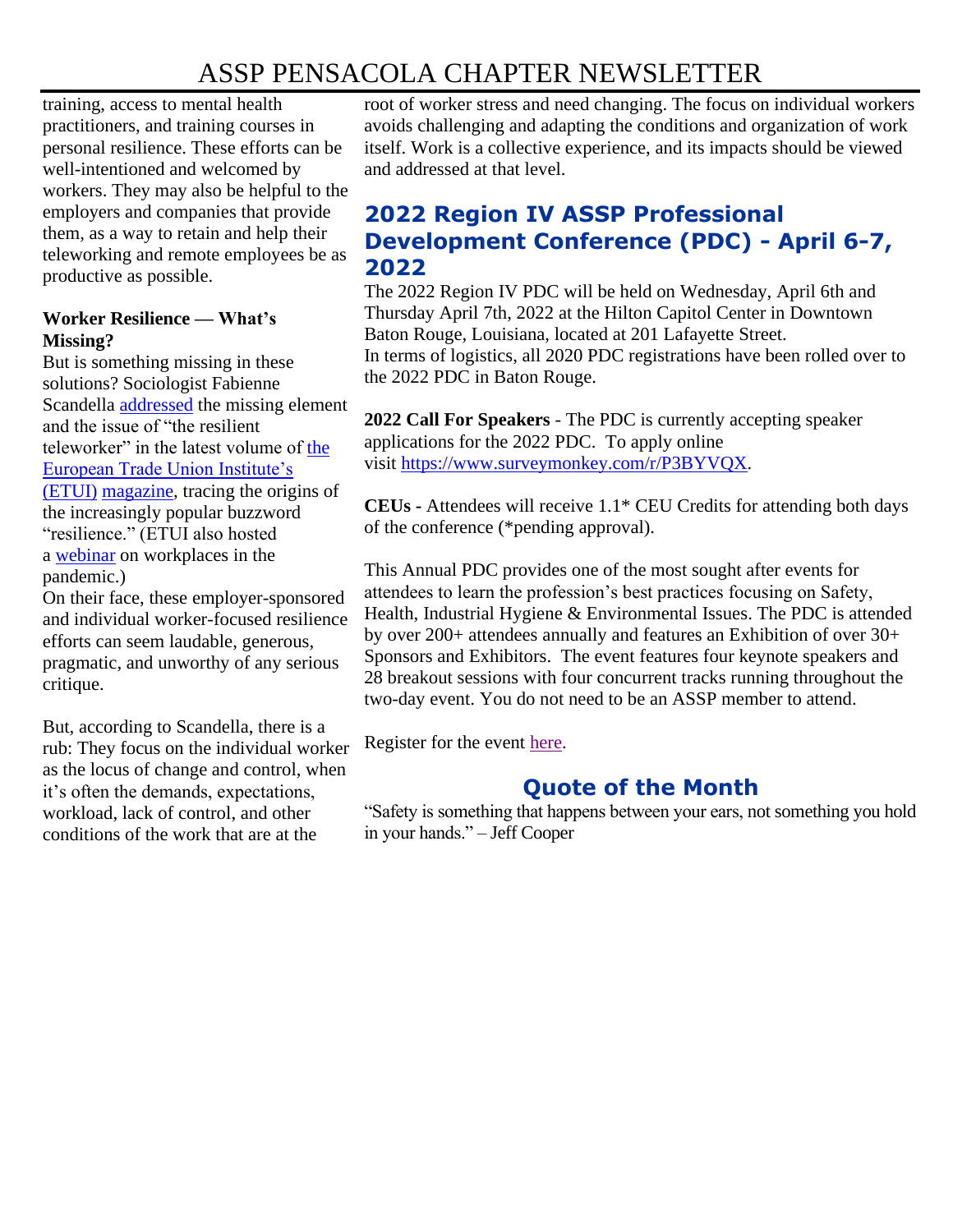training, access to mental health practitioners, and training courses in personal resilience. These efforts can be well-intentioned and welcomed by workers. They may also be helpful to the employers and companies that provide them, as a way to retain and help their teleworking and remote employees be as productive as possible.

**Worker Resilience — What's Missing?**

But is something missing in these solutions? Sociologist Fabienne Scandella addressed the missing element and the issue of "the resilient teleworker" in the latest volume of the European Trade Union Institute's (ETUI) magazine, tracing the origins of the increasingly popular buzzword "resilience." (ETUI also hosted a webinar on workplaces in the pandemic.)

On their face, these employer-sponsored and individual worker-focused resilience efforts can seem laudable, generous, pragmatic, and unworthy of any serious critique.

But, according to Scandella, there is a rub: They focus on the individual worker as the locus of change and control, when it's often the demands, expectations, workload, lack of control, and other conditions of the work that are at the root of worker stress and need changing. The focus on individual workers avoids challenging and adapting the conditions and organization of work itself. Work is a collective experience, and its impacts should be viewed and addressed at that level.

## 2022 Region IV ASSP Professional Development Conference (PDC) - April 6-7, 2022

The 2022 Region IV PDC will be held on Wednesday, April 6th and Thursday April 7th, 2022 at the Hilton Capitol Center in Downtown Baton Rouge, Louisiana, located at 201 Lafayette Street.
In terms of logistics, all 2020 PDC registrations have been rolled over to the 2022 PDC in Baton Rouge.

**2022 Call For Speakers** - The PDC is currently accepting speaker applications for the 2022 PDC. To apply online visit https://www.surveymonkey.com/r/P3BYVQX.

**CEUs -** Attendees will receive 1.1* CEU Credits for attending both days of the conference (*pending approval).

This Annual PDC provides one of the most sought after events for attendees to learn the profession's best practices focusing on Safety, Health, Industrial Hygiene & Environmental Issues. The PDC is attended by over 200+ attendees annually and features an Exhibition of over 30+ Sponsors and Exhibitors. The event features four keynote speakers and 28 breakout sessions with four concurrent tracks running throughout the two-day event. You do not need to be an ASSP member to attend.

Register for the event here.

## Quote of the Month

"Safety is something that happens between your ears, not something you hold in your hands." – Jeff Cooper